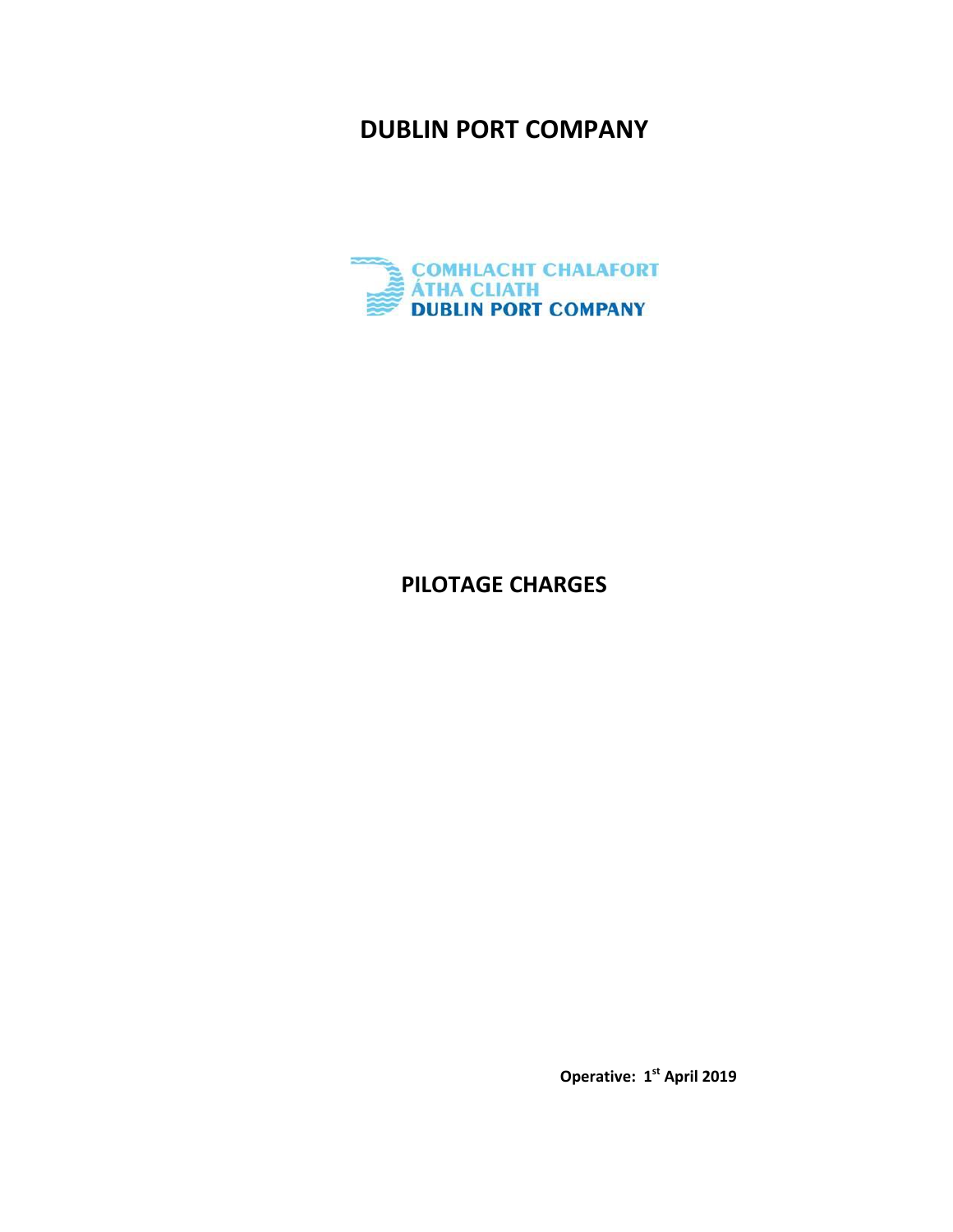# DUBLIN PORT COMPANY

COMHLACHT CHALAFORT
ÁTHA CLIATH
DUBLIN PORT COMPANY

## PILOTAGE CHARGES

**Operative: 1st April 2019**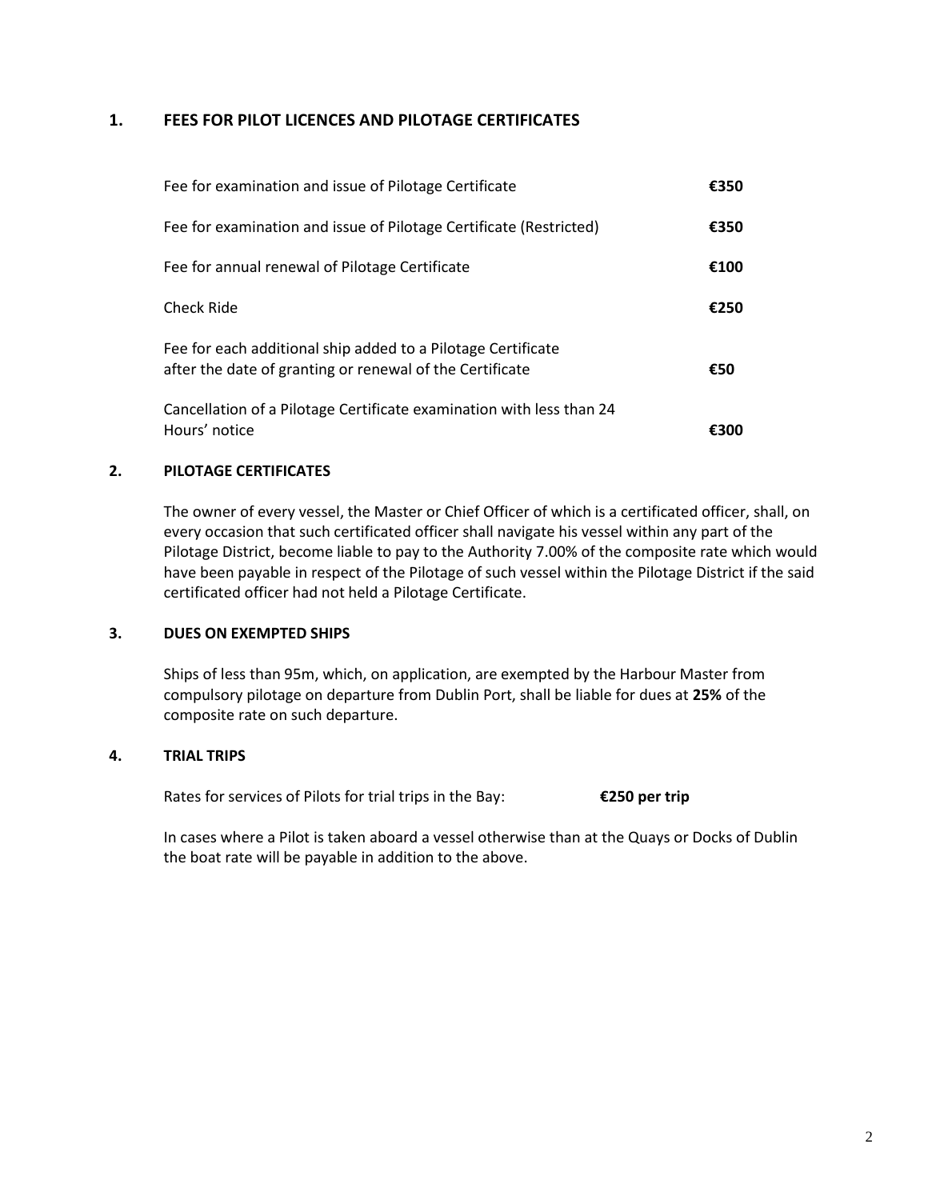## 1. FEES FOR PILOT LICENCES AND PILOTAGE CERTIFICATES

| | |
|---|---|
| Fee for examination and issue of Pilotage Certificate | **€350** |
| Fee for examination and issue of Pilotage Certificate (Restricted) | **€350** |
| Fee for annual renewal of Pilotage Certificate | **€100** |
| Check Ride | **€250** |
| Fee for each additional ship added to a Pilotage Certificate after the date of granting or renewal of the Certificate | **€50** |
| Cancellation of a Pilotage Certificate examination with less than 24 Hours' notice | **€300** |

## 2. PILOTAGE CERTIFICATES

The owner of every vessel, the Master or Chief Officer of which is a certificated officer, shall, on every occasion that such certificated officer shall navigate his vessel within any part of the Pilotage District, become liable to pay to the Authority 7.00% of the composite rate which would have been payable in respect of the Pilotage of such vessel within the Pilotage District if the said certificated officer had not held a Pilotage Certificate.

## 3. DUES ON EXEMPTED SHIPS

Ships of less than 95m, which, on application, are exempted by the Harbour Master from compulsory pilotage on departure from Dublin Port, shall be liable for dues at **25%** of the composite rate on such departure.

## 4. TRIAL TRIPS

Rates for services of Pilots for trial trips in the Bay: **€250 per trip**

In cases where a Pilot is taken aboard a vessel otherwise than at the Quays or Docks of Dublin the boat rate will be payable in addition to the above.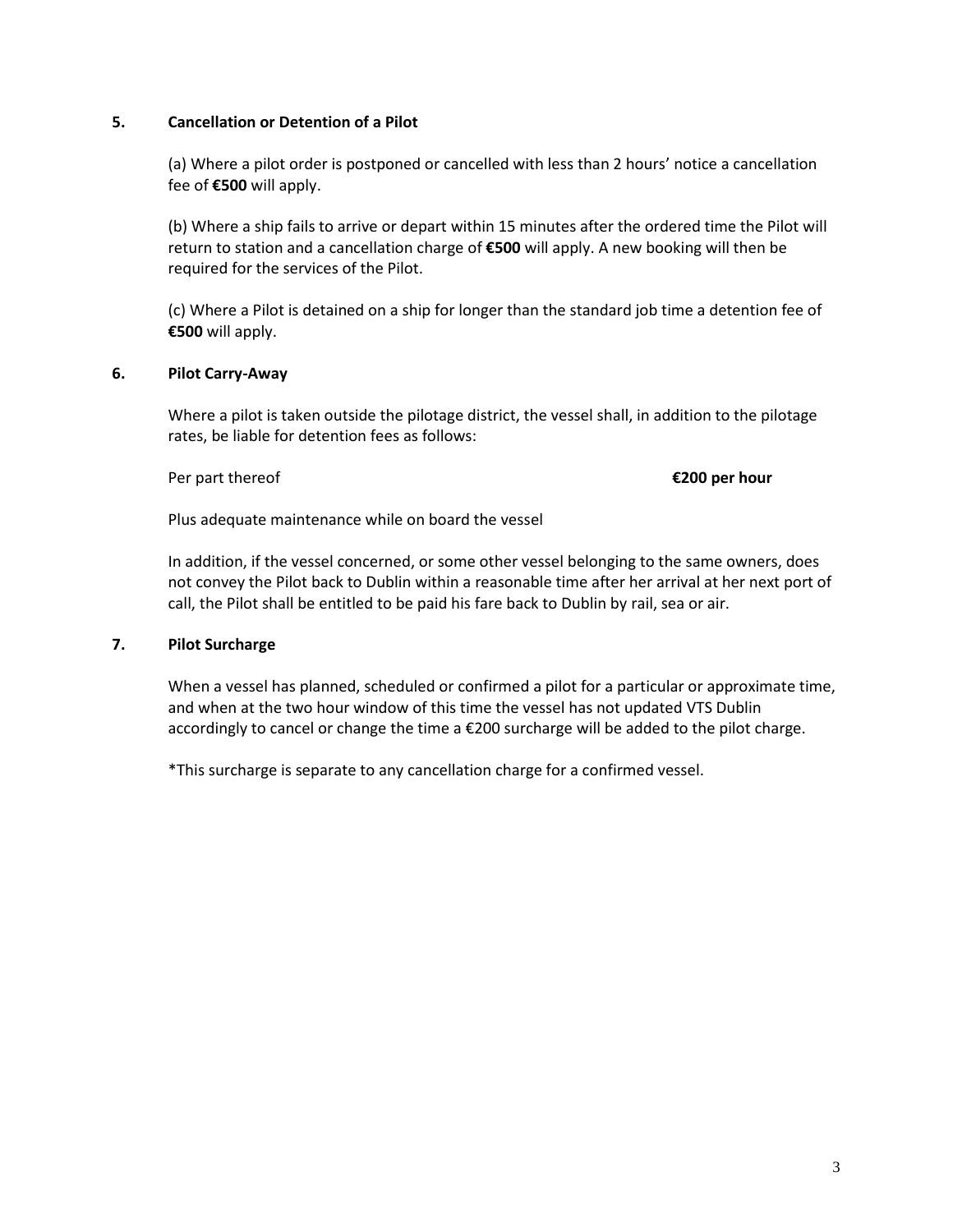## 5. Cancellation or Detention of a Pilot

(a) Where a pilot order is postponed or cancelled with less than 2 hours' notice a cancellation fee of **€500** will apply.

(b) Where a ship fails to arrive or depart within 15 minutes after the ordered time the Pilot will return to station and a cancellation charge of **€500** will apply. A new booking will then be required for the services of the Pilot.

(c) Where a Pilot is detained on a ship for longer than the standard job time a detention fee of **€500** will apply.

## 6. Pilot Carry-Away

Where a pilot is taken outside the pilotage district, the vessel shall, in addition to the pilotage rates, be liable for detention fees as follows:

Per part thereof **€200 per hour**

Plus adequate maintenance while on board the vessel

In addition, if the vessel concerned, or some other vessel belonging to the same owners, does not convey the Pilot back to Dublin within a reasonable time after her arrival at her next port of call, the Pilot shall be entitled to be paid his fare back to Dublin by rail, sea or air.

## 7. Pilot Surcharge

When a vessel has planned, scheduled or confirmed a pilot for a particular or approximate time, and when at the two hour window of this time the vessel has not updated VTS Dublin accordingly to cancel or change the time a €200 surcharge will be added to the pilot charge.

*This surcharge is separate to any cancellation charge for a confirmed vessel.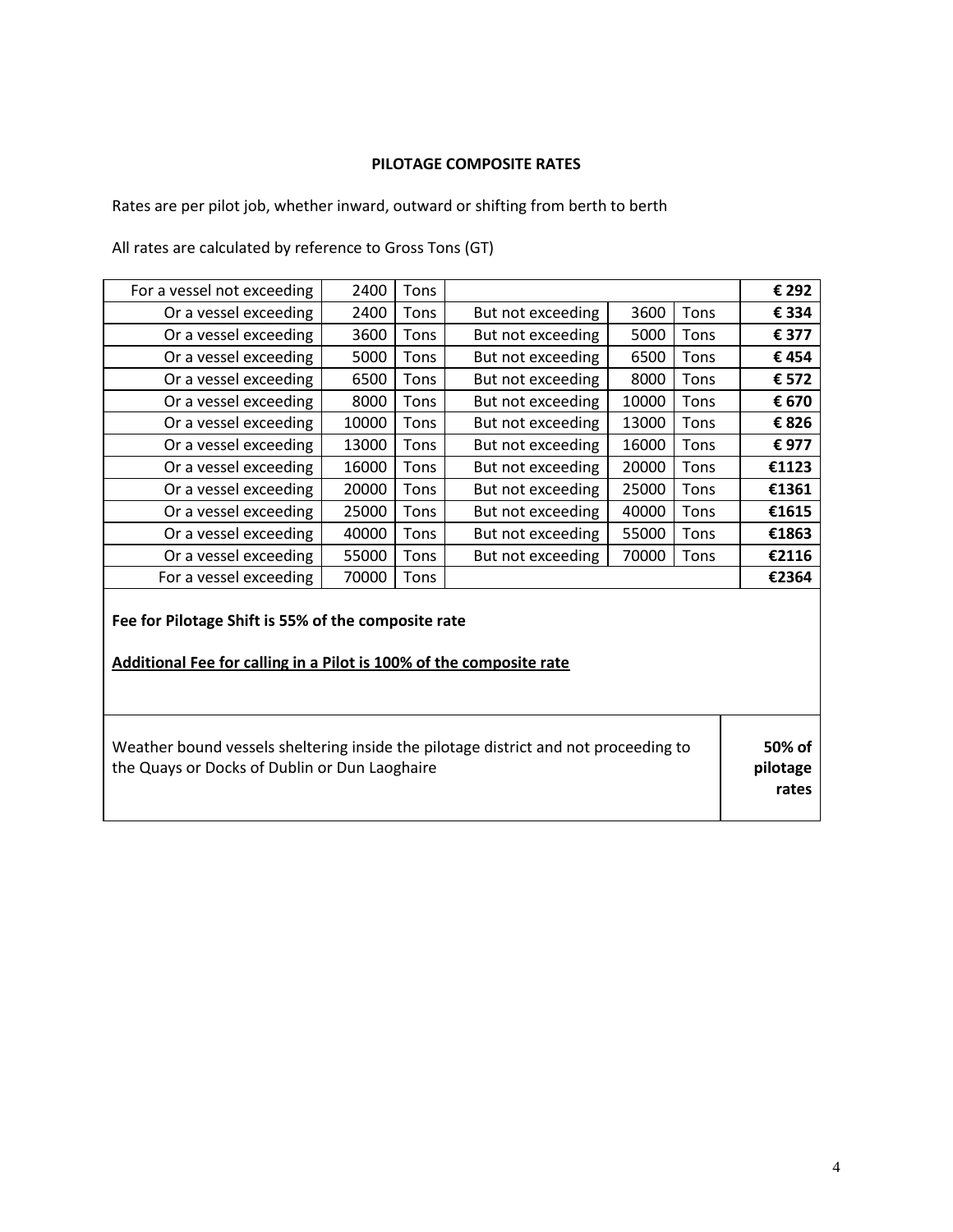**PILOTAGE COMPOSITE RATES**

Rates are per pilot job, whether inward, outward or shifting from berth to berth

All rates are calculated by reference to Gross Tons (GT)

| | | | | | | |
|---|---|---|---|---|---|---|
| For a vessel not exceeding | 2400 | Tons | | | | **€ 292** |
| Or a vessel exceeding | 2400 | Tons | But not exceeding | 3600 | Tons | **€ 334** |
| Or a vessel exceeding | 3600 | Tons | But not exceeding | 5000 | Tons | **€ 377** |
| Or a vessel exceeding | 5000 | Tons | But not exceeding | 6500 | Tons | **€ 454** |
| Or a vessel exceeding | 6500 | Tons | But not exceeding | 8000 | Tons | **€ 572** |
| Or a vessel exceeding | 8000 | Tons | But not exceeding | 10000 | Tons | **€ 670** |
| Or a vessel exceeding | 10000 | Tons | But not exceeding | 13000 | Tons | **€ 826** |
| Or a vessel exceeding | 13000 | Tons | But not exceeding | 16000 | Tons | **€ 977** |
| Or a vessel exceeding | 16000 | Tons | But not exceeding | 20000 | Tons | **€1123** |
| Or a vessel exceeding | 20000 | Tons | But not exceeding | 25000 | Tons | **€1361** |
| Or a vessel exceeding | 25000 | Tons | But not exceeding | 40000 | Tons | **€1615** |
| Or a vessel exceeding | 40000 | Tons | But not exceeding | 55000 | Tons | **€1863** |
| Or a vessel exceeding | 55000 | Tons | But not exceeding | 70000 | Tons | **€2116** |
| For a vessel exceeding | 70000 | Tons | | | | **€2364** |

**Fee for Pilotage Shift is 55% of the composite rate**

**Additional Fee for calling in a Pilot is 100% of the composite rate**

| | |
|---|---|
| Weather bound vessels sheltering inside the pilotage district and not proceeding to the Quays or Docks of Dublin or Dun Laoghaire | **50% of pilotage rates** |